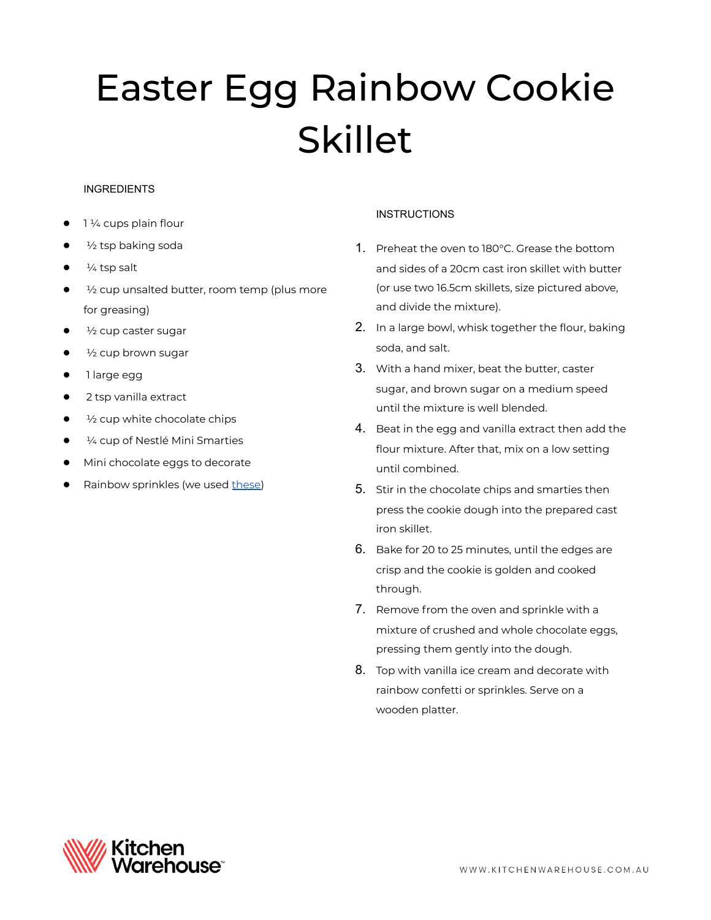# Easter Egg Rainbow Cookie Skillet

## INGREDIENTS

- 1 ¼ cups plain flour
- ½ tsp baking soda
- ¼ tsp salt
- ½ cup unsalted butter, room temp (plus more for greasing)
- ½ cup caster sugar
- ½ cup brown sugar
- 1 large egg
- 2 tsp vanilla extract
- ½ cup white chocolate chips
- ¼ cup of Nestlé Mini Smarties
- Mini chocolate eggs to decorate
- Rainbow sprinkles (we used these)

## INSTRUCTIONS

1. Preheat the oven to 180°C. Grease the bottom and sides of a 20cm cast iron skillet with butter (or use two 16.5cm skillets, size pictured above, and divide the mixture).
2. In a large bowl, whisk together the flour, baking soda, and salt.
3. With a hand mixer, beat the butter, caster sugar, and brown sugar on a medium speed until the mixture is well blended.
4. Beat in the egg and vanilla extract then add the flour mixture. After that, mix on a low setting until combined.
5. Stir in the chocolate chips and smarties then press the cookie dough into the prepared cast iron skillet.
6. Bake for 20 to 25 minutes, until the edges are crisp and the cookie is golden and cooked through.
7. Remove from the oven and sprinkle with a mixture of crushed and whole chocolate eggs, pressing them gently into the dough.
8. Top with vanilla ice cream and decorate with rainbow confetti or sprinkles. Serve on a wooden platter.

Kitchen Warehouse™

WWW.KITCHENWAREHOUSE.COM.AU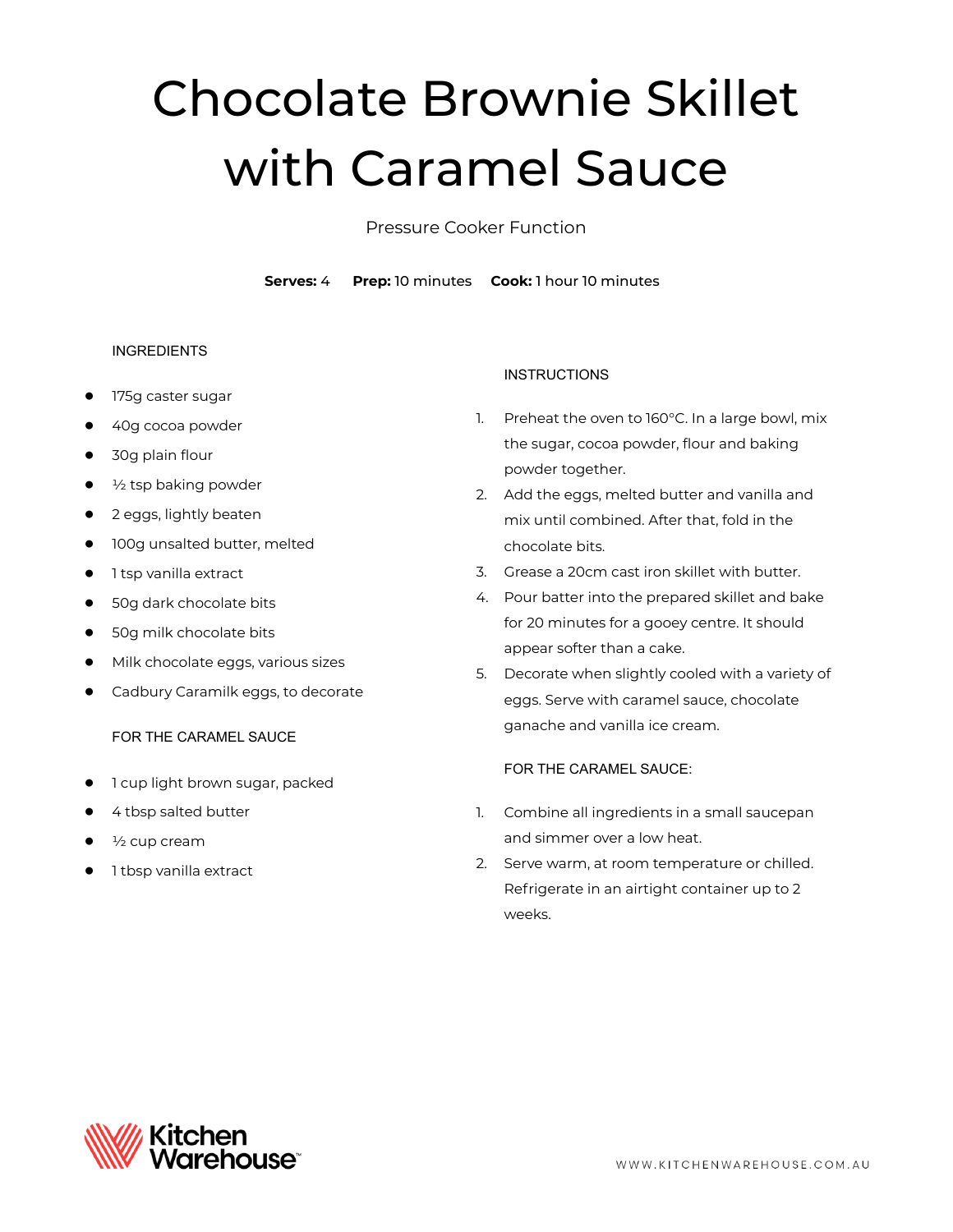# Chocolate Brownie Skillet with Caramel Sauce

Pressure Cooker Function

**Serves:** 4 **Prep:** 10 minutes **Cook:** 1 hour 10 minutes

INGREDIENTS

- 175g caster sugar
- 40g cocoa powder
- 30g plain flour
- ½ tsp baking powder
- 2 eggs, lightly beaten
- 100g unsalted butter, melted
- 1 tsp vanilla extract
- 50g dark chocolate bits
- 50g milk chocolate bits
- Milk chocolate eggs, various sizes
- Cadbury Caramilk eggs, to decorate

FOR THE CARAMEL SAUCE

- 1 cup light brown sugar, packed
- 4 tbsp salted butter
- ½ cup cream
- 1 tbsp vanilla extract

INSTRUCTIONS

1. Preheat the oven to 160°C. In a large bowl, mix the sugar, cocoa powder, flour and baking powder together.
2. Add the eggs, melted butter and vanilla and mix until combined. After that, fold in the chocolate bits.
3. Grease a 20cm cast iron skillet with butter.
4. Pour batter into the prepared skillet and bake for 20 minutes for a gooey centre. It should appear softer than a cake.
5. Decorate when slightly cooled with a variety of eggs. Serve with caramel sauce, chocolate ganache and vanilla ice cream.

FOR THE CARAMEL SAUCE:

1. Combine all ingredients in a small saucepan and simmer over a low heat.
2. Serve warm, at room temperature or chilled. Refrigerate in an airtight container up to 2 weeks.

Kitchen Warehouse™

WWW.KITCHENWAREHOUSE.COM.AU